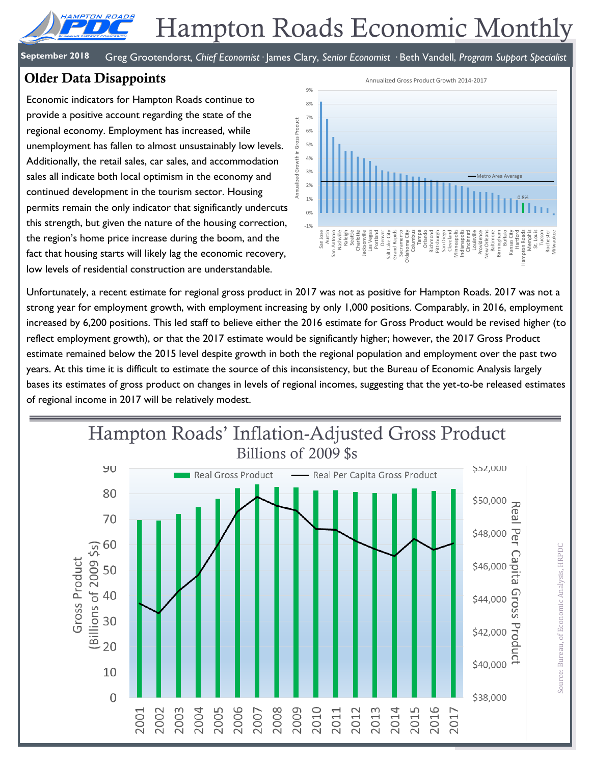# Hampton Roads Economic Monthly

**September 2018** Greg Grootendorst, *Chief Economist* · James Clary, *Senior Economist* · Beth Vandell, *Program Support Specialist*

## Older Data Disappoints

Economic indicators for Hampton Roads continue to provide a positive account regarding the state of the regional economy. Employment has increased, while unemployment has fallen to almost unsustainably low levels. Additionally, the retail sales, car sales, and accommodation sales all indicate both local optimism in the economy and continued development in the tourism sector. Housing permits remain the only indicator that significantly undercuts this strength, but given the nature of the housing correction, the region's home price increase during the boom, and the fact that housing starts will likely lag the economic recovery, low levels of residential construction are understandable.

Annualized Gross Product Growth 2014-2017

Unfortunately, a recent estimate for regional gross product in 2017 was not as positive for Hampton Roads. 2017 was not a strong year for employment growth, with employment increasing by only 1,000 positions. Comparably, in 2016, employment increased by 6,200 positions. This led staff to believe either the 2016 estimate for Gross Product would be revised higher (to reflect employment growth), or that the 2017 estimate would be significantly higher; however, the 2017 Gross Product estimate remained below the 2015 level despite growth in both the regional population and employment over the past two years. At this time it is difficult to estimate the source of this inconsistency, but the Bureau of Economic Analysis largely bases its estimates of gross product on changes in levels of regional incomes, suggesting that the yet-to-be released estimates of regional income in 2017 will be relatively modest.

Hampton Roads' Inflation-Adjusted Gross Product
Billions of 2009 $s

Source: Bureau, of Economic Analysis, HRPDC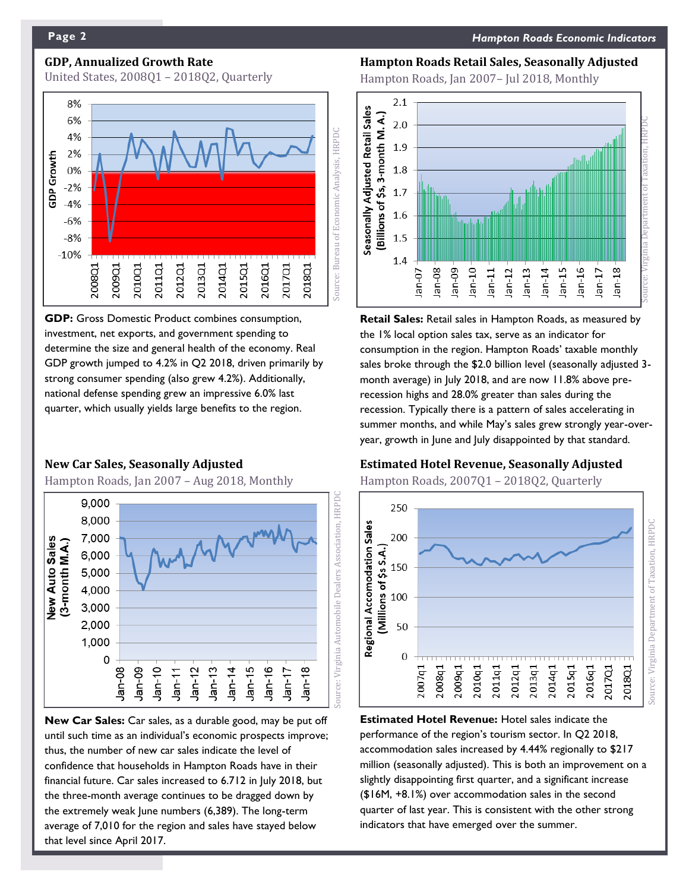### GDP, Annualized Growth Rate

United States, 2008Q1 – 2018Q2, Quarterly

**GDP:** Gross Domestic Product combines consumption, investment, net exports, and government spending to determine the size and general health of the economy. Real GDP growth jumped to 4.2% in Q2 2018, driven primarily by strong consumer spending (also grew 4.2%). Additionally, national defense spending grew an impressive 6.0% last quarter, which usually yields large benefits to the region.

### Hampton Roads Retail Sales, Seasonally Adjusted

Hampton Roads, Jan 2007– Jul 2018, Monthly

**Retail Sales:** Retail sales in Hampton Roads, as measured by the 1% local option sales tax, serve as an indicator for consumption in the region. Hampton Roads' taxable monthly sales broke through the $2.0 billion level (seasonally adjusted 3-month average) in July 2018, and are now 11.8% above pre-recession highs and 28.0% greater than sales during the recession. Typically there is a pattern of sales accelerating in summer months, and while May's sales grew strongly year-over-year, growth in June and July disappointed by that standard.

### New Car Sales, Seasonally Adjusted

Hampton Roads, Jan 2007 – Aug 2018, Monthly

**New Car Sales:** Car sales, as a durable good, may be put off until such time as an individual's economic prospects improve; thus, the number of new car sales indicate the level of confidence that households in Hampton Roads have in their financial future. Car sales increased to 6.712 in July 2018, but the three-month average continues to be dragged down by the extremely weak June numbers (6,389). The long-term average of 7,010 for the region and sales have stayed below that level since April 2017.

### Estimated Hotel Revenue, Seasonally Adjusted

Hampton Roads, 2007Q1 – 2018Q2, Quarterly

**Estimated Hotel Revenue:** Hotel sales indicate the performance of the region's tourism sector. In Q2 2018, accommodation sales increased by 4.44% regionally to $217 million (seasonally adjusted). This is both an improvement on a slightly disappointing first quarter, and a significant increase ($16M, +8.1%) over accommodation sales in the second quarter of last year. This is consistent with the other strong indicators that have emerged over the summer.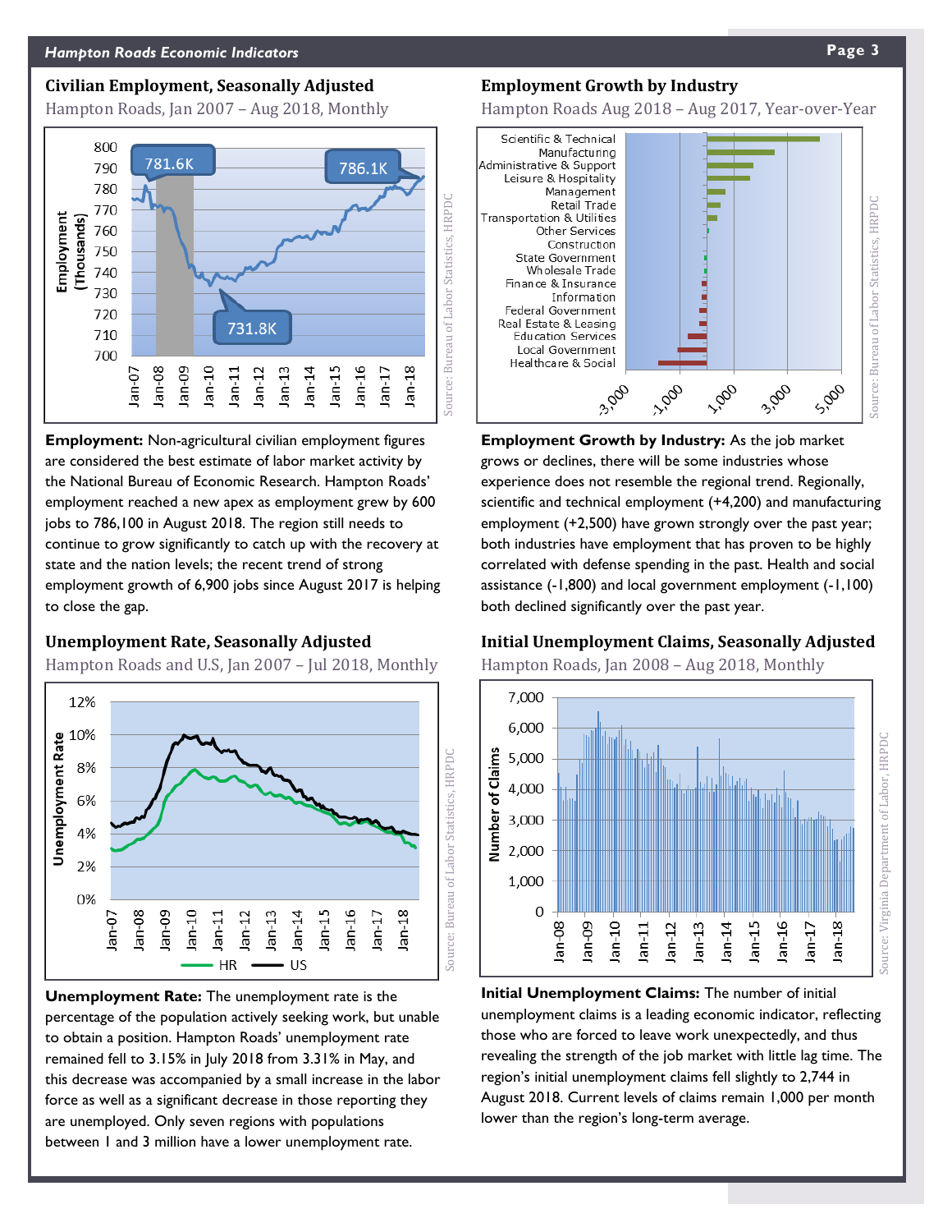## Civilian Employment, Seasonally Adjusted

Hampton Roads, Jan 2007 – Aug 2018, Monthly

**Employment:** Non-agricultural civilian employment figures are considered the best estimate of labor market activity by the National Bureau of Economic Research. Hampton Roads' employment reached a new apex as employment grew by 600 jobs to 786,100 in August 2018. The region still needs to continue to grow significantly to catch up with the recovery at state and the nation levels; the recent trend of strong employment growth of 6,900 jobs since August 2017 is helping to close the gap.

## Employment Growth by Industry

Hampton Roads Aug 2018 – Aug 2017, Year-over-Year

**Employment Growth by Industry:** As the job market grows or declines, there will be some industries whose experience does not resemble the regional trend. Regionally, scientific and technical employment (+4,200) and manufacturing employment (+2,500) have grown strongly over the past year; both industries have employment that has proven to be highly correlated with defense spending in the past. Health and social assistance (-1,800) and local government employment (-1,100) both declined significantly over the past year.

## Unemployment Rate, Seasonally Adjusted

Hampton Roads and U.S, Jan 2007 – Jul 2018, Monthly

**Unemployment Rate:** The unemployment rate is the percentage of the population actively seeking work, but unable to obtain a position. Hampton Roads' unemployment rate remained fell to 3.15% in July 2018 from 3.31% in May, and this decrease was accompanied by a small increase in the labor force as well as a significant decrease in those reporting they are unemployed. Only seven regions with populations between 1 and 3 million have a lower unemployment rate.

## Initial Unemployment Claims, Seasonally Adjusted

Hampton Roads, Jan 2008 – Aug 2018, Monthly

**Initial Unemployment Claims:** The number of initial unemployment claims is a leading economic indicator, reflecting those who are forced to leave work unexpectedly, and thus revealing the strength of the job market with little lag time. The region's initial unemployment claims fell slightly to 2,744 in August 2018. Current levels of claims remain 1,000 per month lower than the region's long-term average.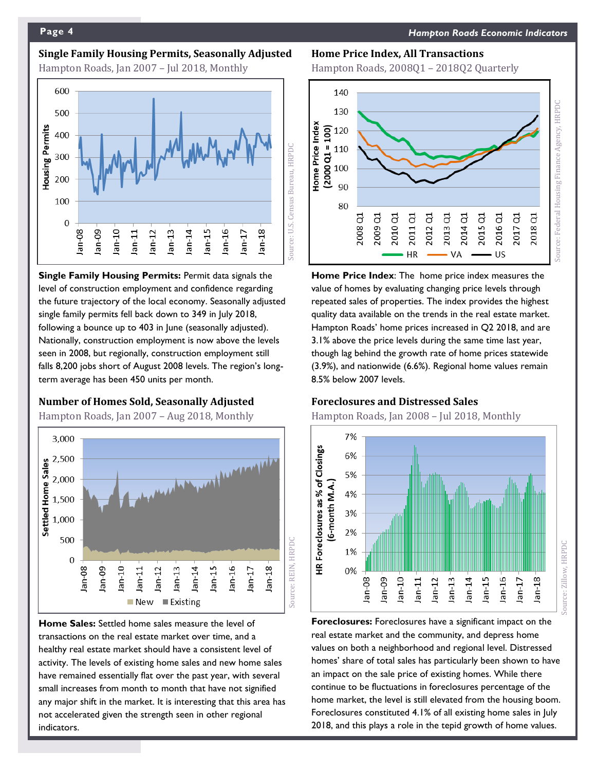## Single Family Housing Permits, Seasonally Adjusted

Hampton Roads, Jan 2007 – Jul 2018, Monthly

Housing Permits

600
500
400
300
200
100
0

Jan-08 Jan-09 Jan-10 Jan-11 Jan-12 Jan-13 Jan-14 Jan-15 Jan-16 Jan-17 Jan-18

Source: U.S. Census Bureau, HRPDC

**Single Family Housing Permits:** Permit data signals the level of construction employment and confidence regarding the future trajectory of the local economy. Seasonally adjusted single family permits fell back down to 349 in July 2018, following a bounce up to 403 in June (seasonally adjusted). Nationally, construction employment is now above the levels seen in 2008, but regionally, construction employment still falls 8,200 jobs short of August 2008 levels. The region's long-term average has been 450 units per month.

## Number of Homes Sold, Seasonally Adjusted

Hampton Roads, Jan 2007 – Aug 2018, Monthly

Settled Home Sales

3,000
2,500
2,000
1,500
1,000
500
0

Jan-08 Jan-09 Jan-10 Jan-11 Jan-12 Jan-13 Jan-14 Jan-15 Jan-16 Jan-17 Jan-18

New Existing

Source: REIN, HRPDC

**Home Sales:** Settled home sales measure the level of transactions on the real estate market over time, and a healthy real estate market should have a consistent level of activity. The levels of existing home sales and new home sales have remained essentially flat over the past year, with several small increases from month to month that have not signified any major shift in the market. It is interesting that this area has not accelerated given the strength seen in other regional indicators.

## Home Price Index, All Transactions

Hampton Roads, 2008Q1 – 2018Q2 Quarterly

Home Price Index (2000 Q1 = 100)

140
130
120
110
100
90
80

2008 Q1 2009 Q1 2010 Q1 2011 Q1 2012 Q1 2013 Q1 2014 Q1 2015 Q1 2016 Q1 2017 Q1 2018 Q1

HR VA US

Source: Federal Housing Finance Agency, HRPDC

**Home Price Index**: The home price index measures the value of homes by evaluating changing price levels through repeated sales of properties. The index provides the highest quality data available on the trends in the real estate market. Hampton Roads' home prices increased in Q2 2018, and are 3.1% above the price levels during the same time last year, though lag behind the growth rate of home prices statewide (3.9%), and nationwide (6.6%). Regional home values remain 8.5% below 2007 levels.

## Foreclosures and Distressed Sales

Hampton Roads, Jan 2008 – Jul 2018, Monthly

HR Foreclosures as % of Closings (6-month M.A.)

7%
6%
5%
4%
3%
2%
1%
0%

Jan-08 Jan-09 Jan-10 Jan-11 Jan-12 Jan-13 Jan-14 Jan-15 Jan-16 Jan-17 Jan-18

Source: Zillow, HRPDC

**Foreclosures:** Foreclosures have a significant impact on the real estate market and the community, and depress home values on both a neighborhood and regional level. Distressed homes' share of total sales has particularly been shown to have an impact on the sale price of existing homes. While there continue to be fluctuations in foreclosures percentage of the home market, the level is still elevated from the housing boom. Foreclosures constituted 4.1% of all existing home sales in July 2018, and this plays a role in the tepid growth of home values.